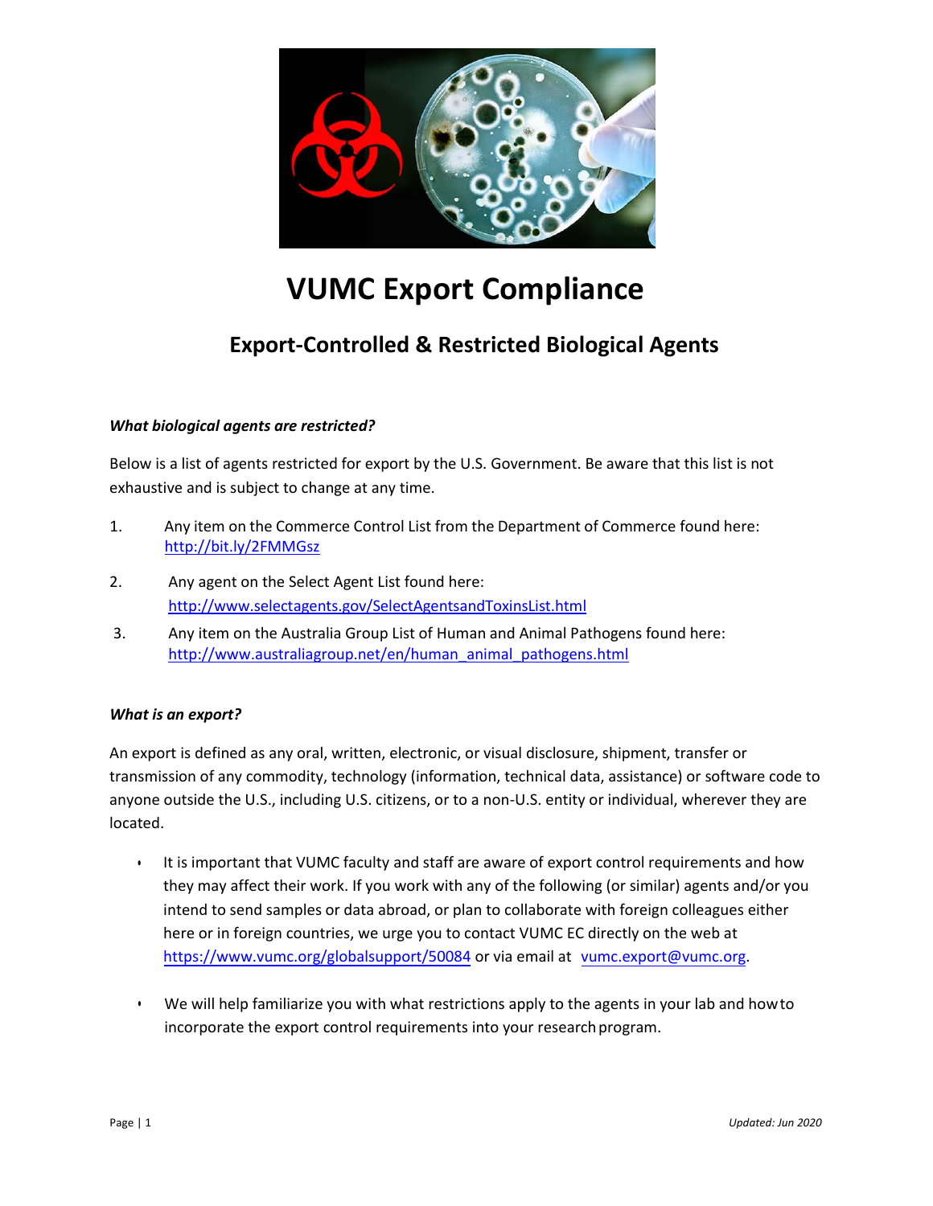# VUMC Export Compliance

## Export-Controlled & Restricted Biological Agents

***What biological agents are restricted?***

Below is a list of agents restricted for export by the U.S. Government. Be aware that this list is not exhaustive and is subject to change at any time.

1. Any item on the Commerce Control List from the Department of Commerce found here: http://bit.ly/2FMMGsz
2. Any agent on the Select Agent List found here: http://www.selectagents.gov/SelectAgentsandToxinsList.html
3. Any item on the Australia Group List of Human and Animal Pathogens found here: http://www.australiagroup.net/en/human_animal_pathogens.html

***What is an export?***

An export is defined as any oral, written, electronic, or visual disclosure, shipment, transfer or transmission of any commodity, technology (information, technical data, assistance) or software code to anyone outside the U.S., including U.S. citizens, or to a non-U.S. entity or individual, wherever they are located.

- It is important that VUMC faculty and staff are aware of export control requirements and how they may affect their work. If you work with any of the following (or similar) agents and/or you intend to send samples or data abroad, or plan to collaborate with foreign colleagues either here or in foreign countries, we urge you to contact VUMC EC directly on the web at https://www.vumc.org/globalsupport/50084 or via email at vumc.export@vumc.org.
- We will help familiarize you with what restrictions apply to the agents in your lab and how to incorporate the export control requirements into your research program.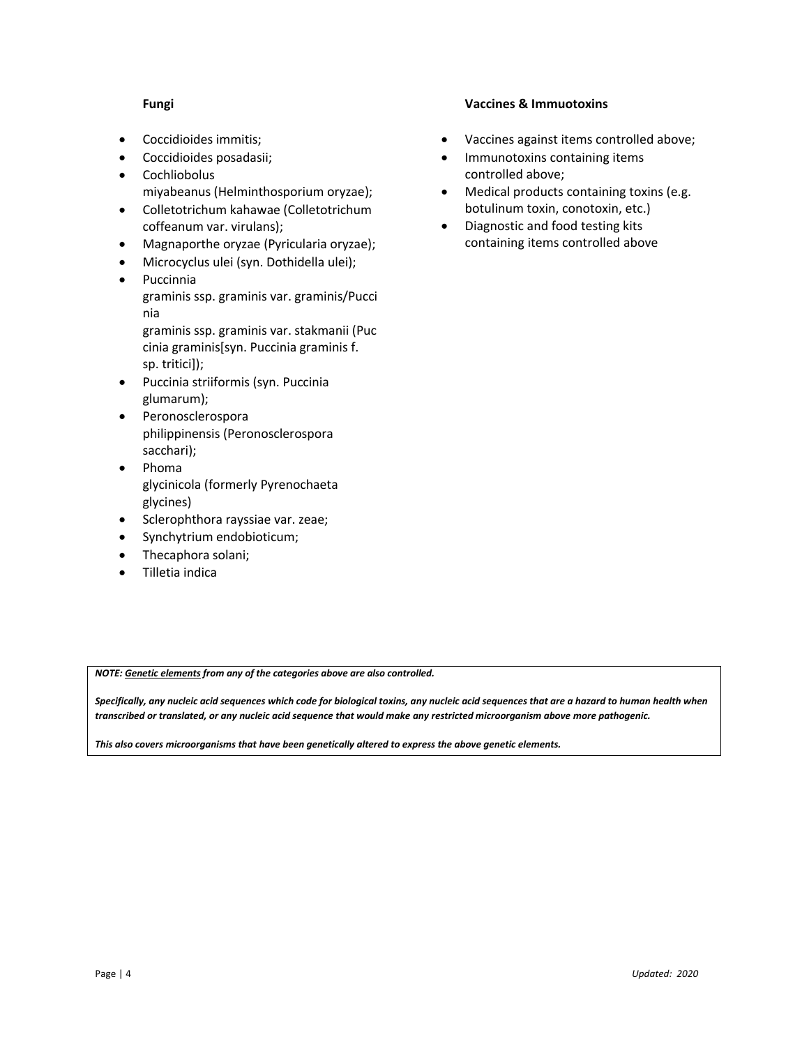**Fungi**

- Coccidioides immitis;
- Coccidioides posadasii;
- Cochliobolus miyabeanus (Helminthosporium oryzae);
- Colletotrichum kahawae (Colletotrichum coffeanum var. virulans);
- Magnaporthe oryzae (Pyricularia oryzae);
- Microcyclus ulei (syn. Dothidella ulei);
- Puccinnia graminis ssp. graminis var. graminis/Puccinia graminis ssp. graminis var. stakmanii (Puccinia graminis[syn. Puccinia graminis f. sp. tritici]);
- Puccinia striiformis (syn. Puccinia glumarum);
- Peronosclerospora philippinensis (Peronosclerospora sacchari);
- Phoma glycinicola (formerly Pyrenochaeta glycines)
- Sclerophthora rayssiae var. zeae;
- Synchytrium endobioticum;
- Thecaphora solani;
- Tilletia indica

**Vaccines & Immuotoxins**

- Vaccines against items controlled above;
- Immunotoxins containing items controlled above;
- Medical products containing toxins (e.g. botulinum toxin, conotoxin, etc.)
- Diagnostic and food testing kits containing items controlled above

***NOTE: Genetic elements from any of the categories above are also controlled.***

***Specifically, any nucleic acid sequences which code for biological toxins, any nucleic acid sequences that are a hazard to human health when transcribed or translated, or any nucleic acid sequence that would make any restricted microorganism above more pathogenic.***

***This also covers microorganisms that have been genetically altered to express the above genetic elements.***